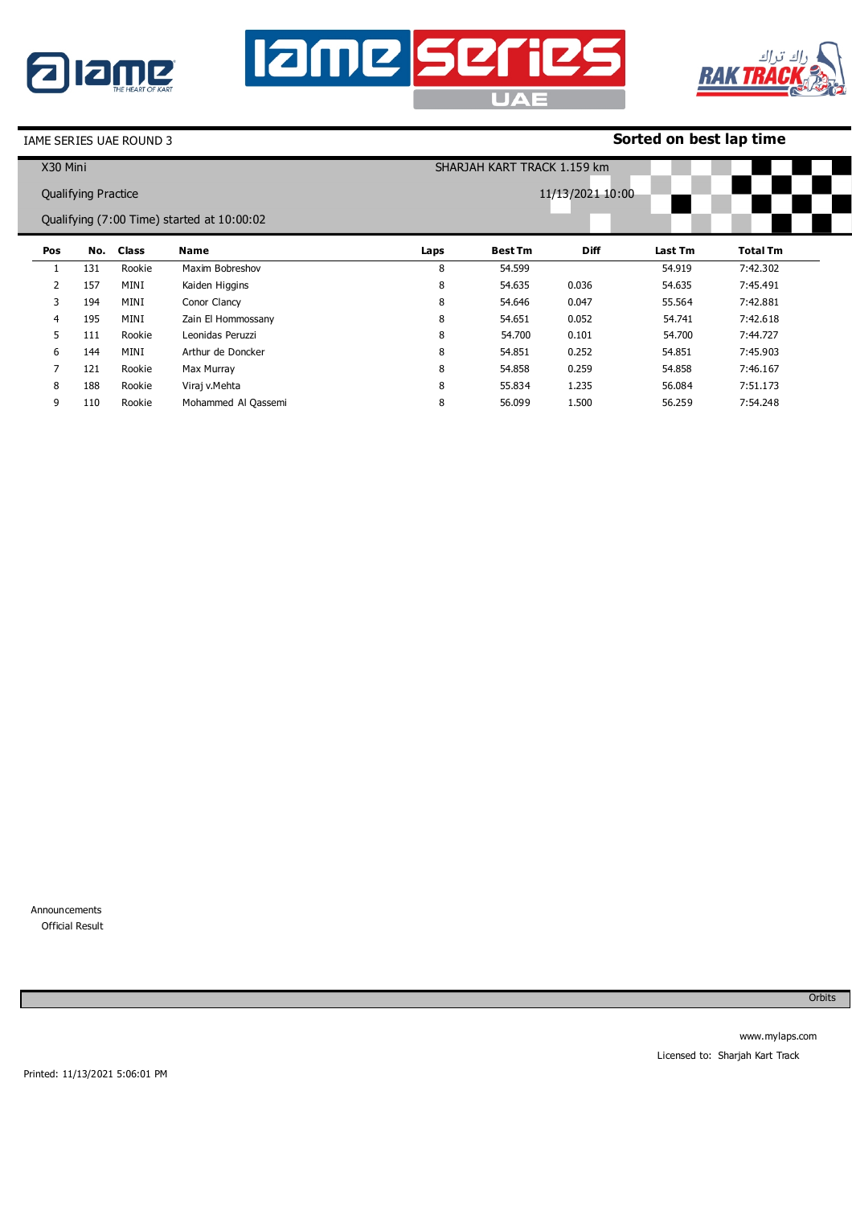IAME SERIES UAE ROUND 3

**Sorted on best lap time**

X30 Mini

SHARJAH KART TRACK 1.159 km

Qualifying Practice

11/13/2021 10:00

Qualifying (7:00 Time) started at 10:00:02

| Pos | No. | Class | Name | Laps | Best Tm | Diff | Last Tm | Total Tm |
|---|---|---|---|---|---|---|---|---|
| 1 | 131 | Rookie | Maxim Bobreshov | 8 | 54.599 | | 54.919 | 7:42.302 |
| 2 | 157 | MINI | Kaiden Higgins | 8 | 54.635 | 0.036 | 54.635 | 7:45.491 |
| 3 | 194 | MINI | Conor Clancy | 8 | 54.646 | 0.047 | 55.564 | 7:42.881 |
| 4 | 195 | MINI | Zain El Hommossany | 8 | 54.651 | 0.052 | 54.741 | 7:42.618 |
| 5 | 111 | Rookie | Leonidas Peruzzi | 8 | 54.700 | 0.101 | 54.700 | 7:44.727 |
| 6 | 144 | MINI | Arthur de Doncker | 8 | 54.851 | 0.252 | 54.851 | 7:45.903 |
| 7 | 121 | Rookie | Max Murray | 8 | 54.858 | 0.259 | 54.858 | 7:46.167 |
| 8 | 188 | Rookie | Viraj v.Mehta | 8 | 55.834 | 1.235 | 56.084 | 7:51.173 |
| 9 | 110 | Rookie | Mohammed Al Qassemi | 8 | 56.099 | 1.500 | 56.259 | 7:54.248 |

Announcements

Official Result

Orbits

www.mylaps.com

Licensed to: Sharjah Kart Track

Printed: 11/13/2021 5:06:01 PM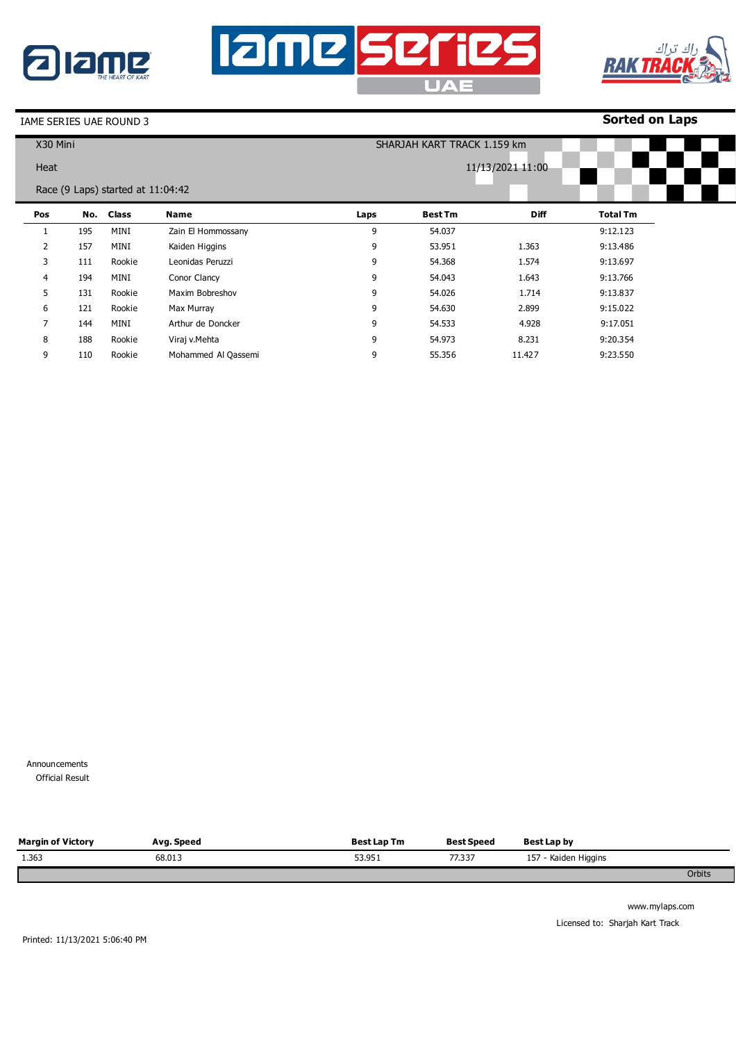IAME SERIES UAE ROUND 3

**Sorted on Laps**

X30 Mini — SHARJAH KART TRACK 1.159 km

Heat — 11/13/2021 11:00

Race (9 Laps) started at 11:04:42

| Pos | No. | Class | Name | Laps | Best Tm | Diff | Total Tm |
|---|---|---|---|---|---|---|---|
| 1 | 195 | MINI | Zain El Hommossany | 9 | 54.037 | | 9:12.123 |
| 2 | 157 | MINI | Kaiden Higgins | 9 | 53.951 | 1.363 | 9:13.486 |
| 3 | 111 | Rookie | Leonidas Peruzzi | 9 | 54.368 | 1.574 | 9:13.697 |
| 4 | 194 | MINI | Conor Clancy | 9 | 54.043 | 1.643 | 9:13.766 |
| 5 | 131 | Rookie | Maxim Bobreshov | 9 | 54.026 | 1.714 | 9:13.837 |
| 6 | 121 | Rookie | Max Murray | 9 | 54.630 | 2.899 | 9:15.022 |
| 7 | 144 | MINI | Arthur de Doncker | 9 | 54.533 | 4.928 | 9:17.051 |
| 8 | 188 | Rookie | Viraj v.Mehta | 9 | 54.973 | 8.231 | 9:20.354 |
| 9 | 110 | Rookie | Mohammed Al Qassemi | 9 | 55.356 | 11.427 | 9:23.550 |

Announcements

Official Result

| Margin of Victory | Avg. Speed | Best Lap Tm | Best Speed | Best Lap by |
|---|---|---|---|---|
| 1.363 | 68.013 | 53.951 | 77.337 | 157 - Kaiden Higgins |

Orbits

www.mylaps.com

Licensed to: Sharjah Kart Track

Printed: 11/13/2021 5:06:40 PM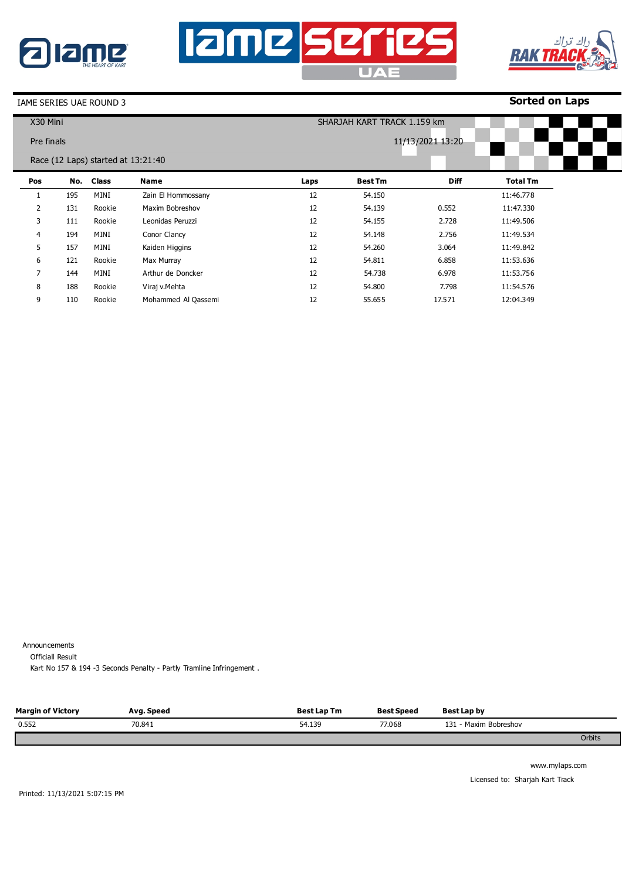IAME SERIES UAE ROUND 3

**Sorted on Laps**

X30 Mini

SHARJAH KART TRACK 1.159 km

Pre finals

11/13/2021 13:20

Race (12 Laps) started at 13:21:40

| Pos | No. | Class | Name | Laps | Best Tm | Diff | Total Tm |
|---|---|---|---|---|---|---|---|
| 1 | 195 | MINI | Zain El Hommossany | 12 | 54.150 | | 11:46.778 |
| 2 | 131 | Rookie | Maxim Bobreshov | 12 | 54.139 | 0.552 | 11:47.330 |
| 3 | 111 | Rookie | Leonidas Peruzzi | 12 | 54.155 | 2.728 | 11:49.506 |
| 4 | 194 | MINI | Conor Clancy | 12 | 54.148 | 2.756 | 11:49.534 |
| 5 | 157 | MINI | Kaiden Higgins | 12 | 54.260 | 3.064 | 11:49.842 |
| 6 | 121 | Rookie | Max Murray | 12 | 54.811 | 6.858 | 11:53.636 |
| 7 | 144 | MINI | Arthur de Doncker | 12 | 54.738 | 6.978 | 11:53.756 |
| 8 | 188 | Rookie | Viraj v.Mehta | 12 | 54.800 | 7.798 | 11:54.576 |
| 9 | 110 | Rookie | Mohammed Al Qassemi | 12 | 55.655 | 17.571 | 12:04.349 |

Announcements

Officiall Result

Kart No 157 & 194 -3 Seconds Penalty - Partly Tramline Infringement .

| Margin of Victory | Avg. Speed | Best Lap Tm | Best Speed | Best Lap by |
|---|---|---|---|---|
| 0.552 | 70.841 | 54.139 | 77.068 | 131 - Maxim Bobreshov |

Orbits

www.mylaps.com

Licensed to: Sharjah Kart Track

Printed: 11/13/2021 5:07:15 PM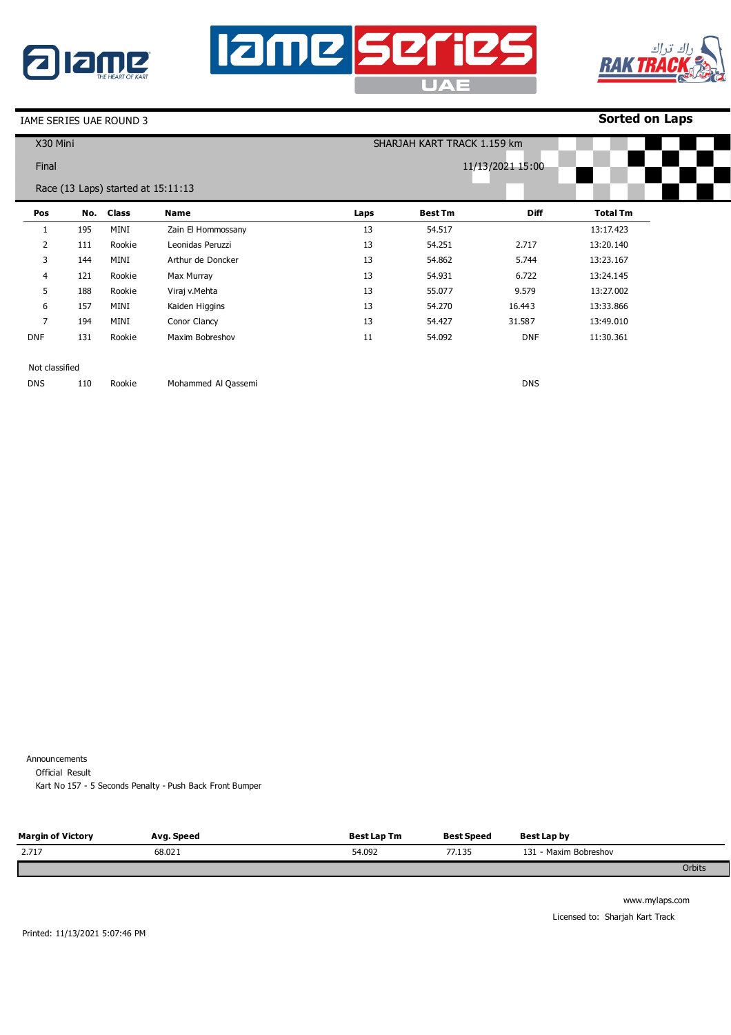IAME SERIES UAE ROUND 3

**Sorted on Laps**

X30 Mini

Final

Race (13 Laps) started at 15:11:13

SHARJAH KART TRACK 1.159 km

11/13/2021 15:00

| Pos | No. | Class | Name | Laps | Best Tm | Diff | Total Tm |
|---|---|---|---|---|---|---|---|
| 1 | 195 | MINI | Zain El Hommossany | 13 | 54.517 | | 13:17.423 |
| 2 | 111 | Rookie | Leonidas Peruzzi | 13 | 54.251 | 2.717 | 13:20.140 |
| 3 | 144 | MINI | Arthur de Doncker | 13 | 54.862 | 5.744 | 13:23.167 |
| 4 | 121 | Rookie | Max Murray | 13 | 54.931 | 6.722 | 13:24.145 |
| 5 | 188 | Rookie | Viraj v.Mehta | 13 | 55.077 | 9.579 | 13:27.002 |
| 6 | 157 | MINI | Kaiden Higgins | 13 | 54.270 | 16.443 | 13:33.866 |
| 7 | 194 | MINI | Conor Clancy | 13 | 54.427 | 31.587 | 13:49.010 |
| DNF | 131 | Rookie | Maxim Bobreshov | 11 | 54.092 | DNF | 11:30.361 |
| Not classified | | | | | | | |
| DNS | 110 | Rookie | Mohammed Al Qassemi | | | DNS | |

Announcements

Official Result

Kart No 157 - 5 Seconds Penalty - Push Back Front Bumper

| Margin of Victory | Avg. Speed | Best Lap Tm | Best Speed | Best Lap by |
|---|---|---|---|---|
| 2.717 | 68.021 | 54.092 | 77.135 | 131 - Maxim Bobreshov |

Orbits

www.mylaps.com

Licensed to: Sharjah Kart Track

Printed: 11/13/2021 5:07:46 PM